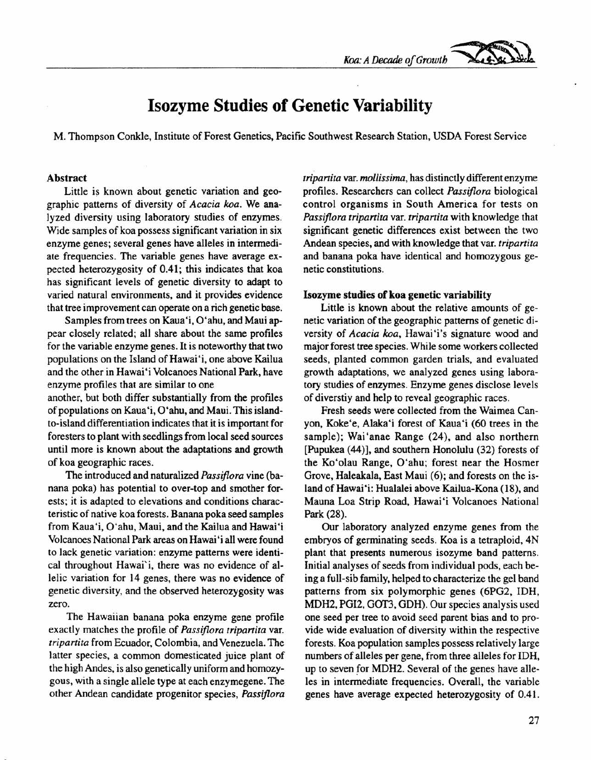# Isozyme Studies of Genetic Variability

M. Thompson Conkle, Institute of Forest Genetics, Pacific Southwest Research Station, USDA Forest Service

### Abstract

Little is known about genetic variation and geographic patterns of diversity of *Acacia koa*. We analyzed diversity using laboratory studies of enzymes. Wide samples of koa possess significant variation in six enzyme genes; several genes have alleles in intermediate frequencies. The variable genes have average expected heterozygosity of 0.41; this indicates that koa has significant levels of genetic diversity to adapt to varied natural environments, and it provides evidence that tree improvement can operate on a rich genetic base.

Samples from trees on Kaua'i, O'ahu, and Maui appear closely related; all share about the same profiles for the variable enzyme genes. It is noteworthy that two populations on the Island of Hawai'i, one above Kailua and the other in Hawai'i Volcanoes National Park, have enzyme profiles that are similar to one another, but both differ substantially from the profiles of populations on Kaua'i, O'ahu, and Maui. This island-to-island differentiation indicates that it is important for foresters to plant with seedlings from local seed sources until more is known about the adaptations and growth of koa geographic races.

The introduced and naturalized *Passiflora* vine (banana poka) has potential to over-top and smother forests; it is adapted to elevations and conditions characteristic of native koa forests. Banana poka seed samples from Kaua'i, O'ahu, Maui, and the Kailua and Hawai'i Volcanoes National Park areas on Hawai'i all were found to lack genetic variation: enzyme patterns were identical throughout Hawai'i, there was no evidence of allelic variation for 14 genes, there was no evidence of genetic diversity, and the observed heterozygosity was zero.

The Hawaiian banana poka enzyme gene profile exactly matches the profile of *Passiflora tripartita* var. *tripartita* from Ecuador, Colombia, and Venezuela. The latter species, a common domesticated juice plant of the high Andes, is also genetically uniform and homozygous, with a single allele type at each enzymegene. The other Andean candidate progenitor species, *Passiflora tripartita* var. *mollissima*, has distinctly different enzyme profiles. Researchers can collect *Passiflora* biological control organisms in South America for tests on *Passiflora tripartita* var. *tripartita* with knowledge that significant genetic differences exist between the two Andean species, and with knowledge that var. *tripartita* and banana poka have identical and homozygous genetic constitutions.

### Isozyme studies of koa genetic variability

Little is known about the relative amounts of genetic variation of the geographic patterns of genetic diversity of *Acacia koa*, Hawai'i's signature wood and major forest tree species. While some workers collected seeds, planted common garden trials, and evaluated growth adaptations, we analyzed genes using laboratory studies of enzymes. Enzyme genes disclose levels of diverstiy and help to reveal geographic races.

Fresh seeds were collected from the Waimea Canyon, Koke'e, Alaka'i forest of Kaua'i (60 trees in the sample); Wai'anae Range (24), and also northern [Pupukea (44)], and southern Honolulu (32) forests of the Ko'olau Range, O'ahu; forest near the Hosmer Grove, Haleakala, East Maui (6); and forests on the island of Hawai'i: Hualalei above Kailua-Kona (18), and Mauna Loa Strip Road, Hawai'i Volcanoes National Park (28).

Our laboratory analyzed enzyme genes from the embryos of germinating seeds. Koa is a tetraploid, 4N plant that presents numerous isozyme band patterns. Initial analyses of seeds from individual pods, each being a full-sib family, helped to characterize the gel band patterns from six polymorphic genes (6PG2, IDH, MDH2, PGI2, GOT3, GDH). Our species analysis used one seed per tree to avoid seed parent bias and to provide wide evaluation of diversity within the respective forests. Koa population samples possess relatively large numbers of alleles per gene, from three alleles for IDH, up to seven for MDH2. Several of the genes have alleles in intermediate frequencies. Overall, the variable genes have average expected heterozygosity of 0.41.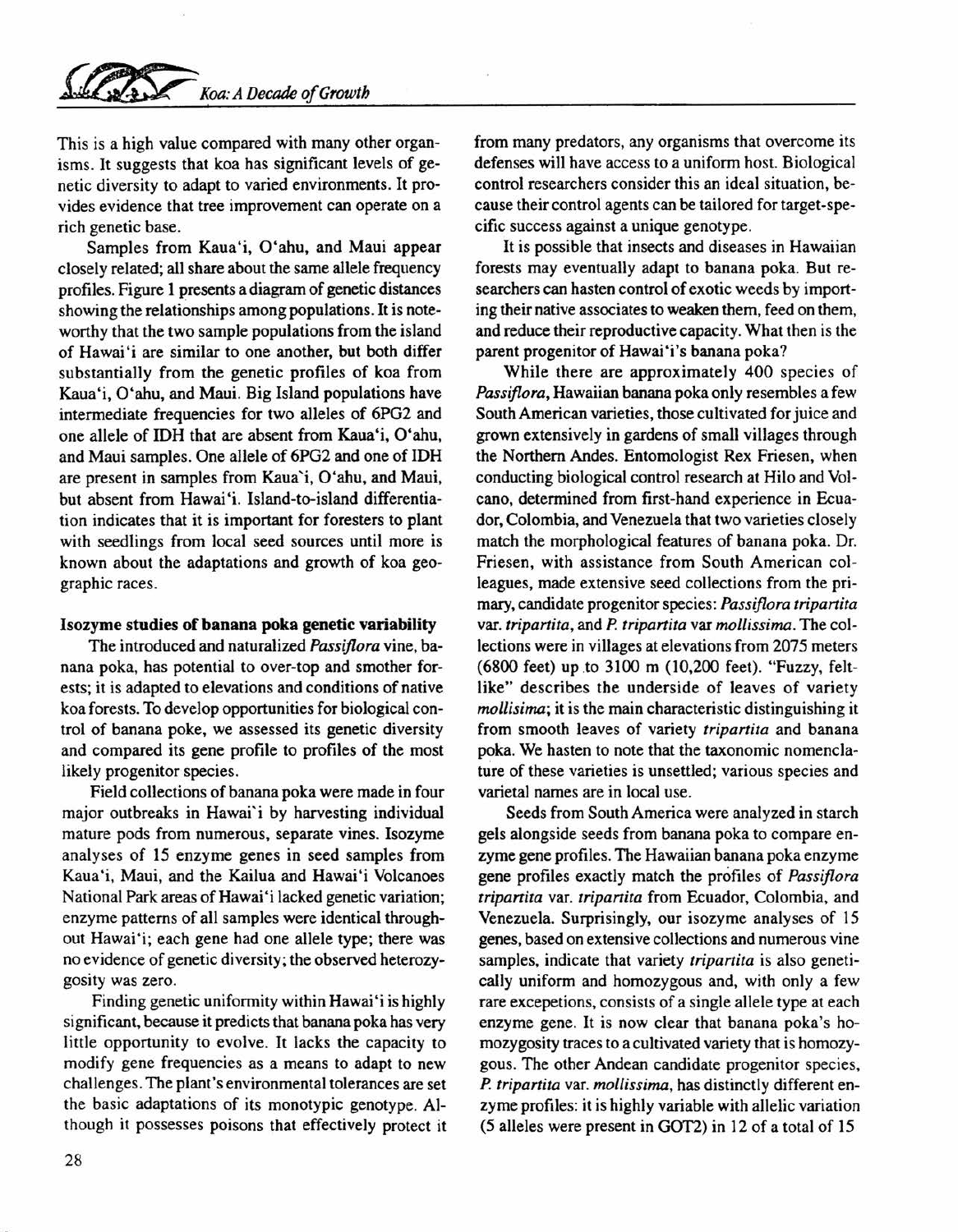This is a high value compared with many other organisms. It suggests that koa has significant levels of genetic diversity to adapt to varied environments. It provides evidence that tree improvement can operate on a rich genetic base.

Samples from Kaua'i, O'ahu, and Maui appear closely related; all share about the same allele frequency profiles. Figure 1 presents a diagram of genetic distances showing the relationships among populations. It is noteworthy that the two sample populations from the island of Hawai'i are similar to one another, but both differ substantially from the genetic profiles of koa from Kaua'i, O'ahu, and Maui. Big Island populations have intermediate frequencies for two alleles of 6PG2 and one allele of IDH that are absent from Kaua'i, O'ahu, and Maui samples. One allele of 6PG2 and one of IDH are present in samples from Kaua'i, O'ahu, and Maui, but absent from Hawai'i. Island-to-island differentiation indicates that it is important for foresters to plant with seedlings from local seed sources until more is known about the adaptations and growth of koa geographic races.

**Isozyme studies of banana poka genetic variability**

The introduced and naturalized *Passiflora* vine, banana poka, has potential to over-top and smother forests; it is adapted to elevations and conditions of native koa forests. To develop opportunities for biological control of banana poke, we assessed its genetic diversity and compared its gene profile to profiles of the most likely progenitor species.

Field collections of banana poka were made in four major outbreaks in Hawai'i by harvesting individual mature pods from numerous, separate vines. Isozyme analyses of 15 enzyme genes in seed samples from Kaua'i, Maui, and the Kailua and Hawai'i Volcanoes National Park areas of Hawai'i lacked genetic variation; enzyme patterns of all samples were identical throughout Hawai'i; each gene had one allele type; there was no evidence of genetic diversity; the observed heterozygosity was zero.

Finding genetic uniformity within Hawai'i is highly significant, because it predicts that banana poka has very little opportunity to evolve. It lacks the capacity to modify gene frequencies as a means to adapt to new challenges. The plant's environmental tolerances are set the basic adaptations of its monotypic genotype. Although it possesses poisons that effectively protect it from many predators, any organisms that overcome its defenses will have access to a uniform host. Biological control researchers consider this an ideal situation, because their control agents can be tailored for target-specific success against a unique genotype.

It is possible that insects and diseases in Hawaiian forests may eventually adapt to banana poka. But researchers can hasten control of exotic weeds by importing their native associates to weaken them, feed on them, and reduce their reproductive capacity. What then is the parent progenitor of Hawai'i's banana poka?

While there are approximately 400 species of *Passiflora*, Hawaiian banana poka only resembles a few South American varieties, those cultivated for juice and grown extensively in gardens of small villages through the Northern Andes. Entomologist Rex Friesen, when conducting biological control research at Hilo and Volcano, determined from first-hand experience in Ecuador, Colombia, and Venezuela that two varieties closely match the morphological features of banana poka. Dr. Friesen, with assistance from South American colleagues, made extensive seed collections from the primary, candidate progenitor species: *Passiflora tripartita* var. *tripartita*, and *P. tripartita* var *mollissima*. The collections were in villages at elevations from 2075 meters (6800 feet) up to 3100 m (10,200 feet). "Fuzzy, felt-like" describes the underside of leaves of variety *mollisima*; it is the main characteristic distinguishing it from smooth leaves of variety *tripartita* and banana poka. We hasten to note that the taxonomic nomenclature of these varieties is unsettled; various species and varietal names are in local use.

Seeds from South America were analyzed in starch gels alongside seeds from banana poka to compare enzyme gene profiles. The Hawaiian banana poka enzyme gene profiles exactly match the profiles of *Passiflora tripartita* var. *tripartita* from Ecuador, Colombia, and Venezuela. Surprisingly, our isozyme analyses of 15 genes, based on extensive collections and numerous vine samples, indicate that variety *tripartita* is also genetically uniform and homozygous and, with only a few rare excepetions, consists of a single allele type at each enzyme gene. It is now clear that banana poka's homozygosity traces to a cultivated variety that is homozygous. The other Andean candidate progenitor species, *P. tripartita* var. *mollissima*, has distinctly different enzyme profiles: it is highly variable with allelic variation (5 alleles were present in GOT2) in 12 of a total of 15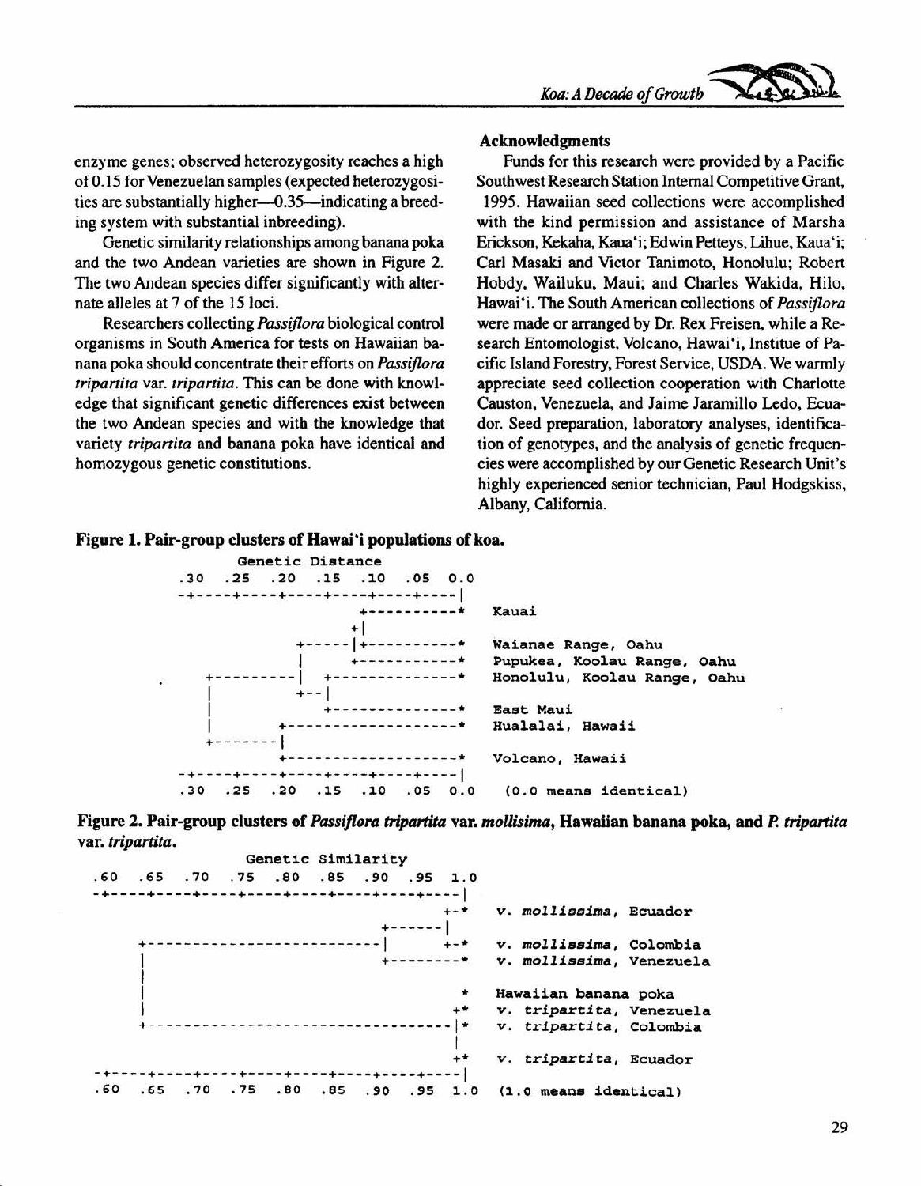enzyme genes; observed heterozygosity reaches a high of 0.15 for Venezuelan samples (expected heterozygosities are substantially higher—0.35—indicating a breeding system with substantial inbreeding).

Genetic similarity relationships among banana poka and the two Andean varieties are shown in Figure 2. The two Andean species differ significantly with alternate alleles at 7 of the 15 loci.

Researchers collecting *Passiflora* biological control organisms in South America for tests on Hawaiian banana poka should concentrate their efforts on *Passiflora tripartita* var. *tripartita*. This can be done with knowledge that significant genetic differences exist between the two Andean species and with the knowledge that variety *tripartita* and banana poka have identical and homozygous genetic constitutions.

## Acknowledgments

Funds for this research were provided by a Pacific Southwest Research Station Internal Competitive Grant, 1995. Hawaiian seed collections were accomplished with the kind permission and assistance of Marsha Erickson, Kekaha, Kaua'i; Edwin Petteys, Lihue, Kaua'i; Carl Masaki and Victor Tanimoto, Honolulu; Robert Hobdy, Wailuku, Maui; and Charles Wakida, Hilo, Hawai'i. The South American collections of *Passiflora* were made or arranged by Dr. Rex Freisen, while a Research Entomologist, Volcano, Hawai'i, Institue of Pacific Island Forestry, Forest Service, USDA. We warmly appreciate seed collection cooperation with Charlotte Causton, Venezuela, and Jaime Jaramillo Ledo, Ecuador. Seed preparation, laboratory analyses, identification of genotypes, and the analysis of genetic frequencies were accomplished by our Genetic Research Unit's highly experienced senior technician, Paul Hodgskiss, Albany, California.

**Figure 1. Pair-group clusters of Hawai'i populations of koa.**

Genetic Distance

.30 .25 .20 .15 .10 .05 0.0

Kauai

Waianae Range, Oahu

Pupukea, Koolau Range, Oahu

Honolulu, Koolau Range, Oahu

East Maui

Hualalai, Hawaii

Volcano, Hawaii

.30 .25 .20 .15 .10 .05 0.0 (0.0 means identical)

**Figure 2. Pair-group clusters of *Passiflora tripartita* var. *mollisima*, Hawaiian banana poka, and *P. tripartita* var. *tripartita*.**

Genetic Similarity

.60 .65 .70 .75 .80 .85 .90 .95 1.0

v. *mollissima*, Ecuador

v. *mollissima*, Colombia

v. *mollissima*, Venezuela

Hawaiian banana poka

v. *tripartita*, Venezuela

v. *tripartita*, Colombia

v. *tripartita*, Ecuador

.60 .65 .70 .75 .80 .85 .90 .95 1.0 (1.0 means identical)